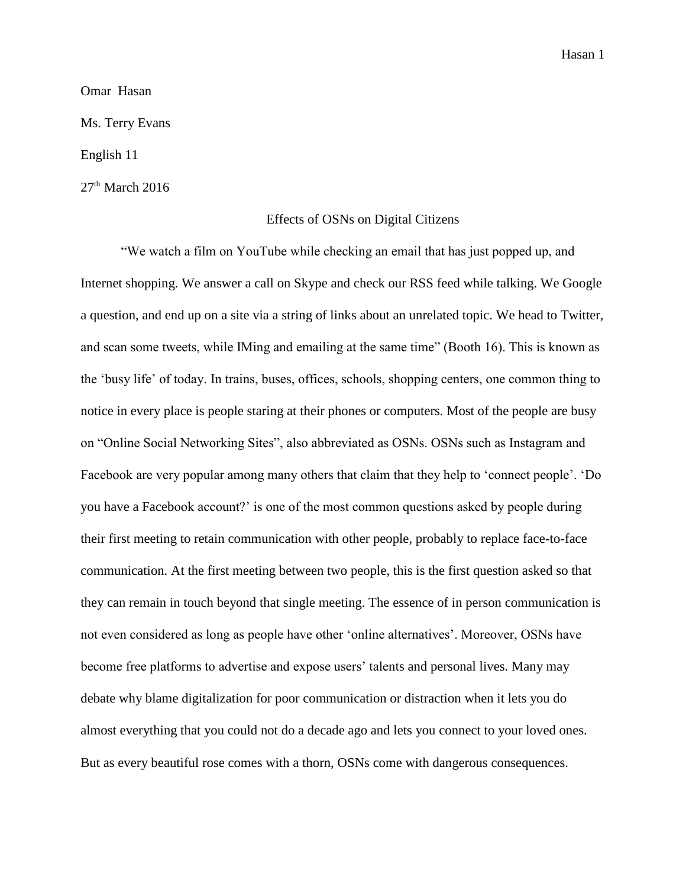Omar Hasan

Ms. Terry Evans

English 11

27th March 2016

# Effects of OSNs on Digital Citizens

"We watch a film on YouTube while checking an email that has just popped up, and Internet shopping. We answer a call on Skype and check our RSS feed while talking. We Google a question, and end up on a site via a string of links about an unrelated topic. We head to Twitter, and scan some tweets, while IMing and emailing at the same time" (Booth 16). This is known as the 'busy life' of today. In trains, buses, offices, schools, shopping centers, one common thing to notice in every place is people staring at their phones or computers. Most of the people are busy on "Online Social Networking Sites", also abbreviated as OSNs. OSNs such as Instagram and Facebook are very popular among many others that claim that they help to 'connect people'. 'Do you have a Facebook account?' is one of the most common questions asked by people during their first meeting to retain communication with other people, probably to replace face-to-face communication. At the first meeting between two people, this is the first question asked so that they can remain in touch beyond that single meeting. The essence of in person communication is not even considered as long as people have other 'online alternatives'. Moreover, OSNs have become free platforms to advertise and expose users' talents and personal lives. Many may debate why blame digitalization for poor communication or distraction when it lets you do almost everything that you could not do a decade ago and lets you connect to your loved ones. But as every beautiful rose comes with a thorn, OSNs come with dangerous consequences.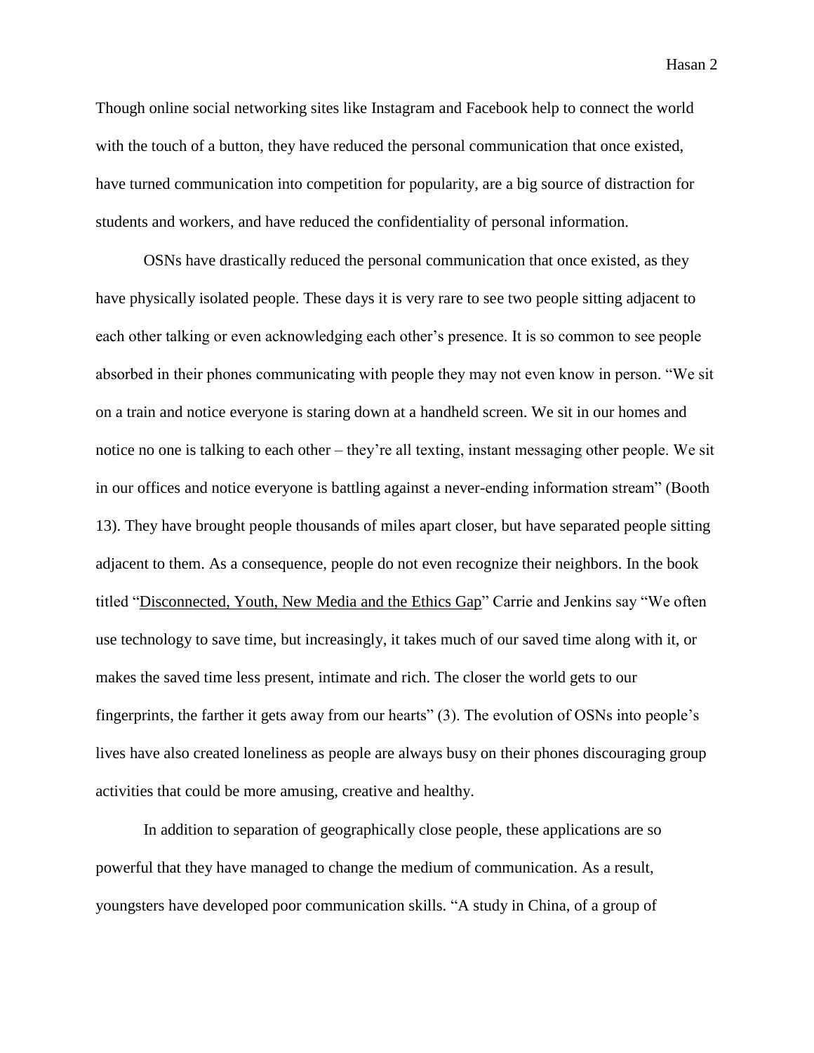Though online social networking sites like Instagram and Facebook help to connect the world with the touch of a button, they have reduced the personal communication that once existed, have turned communication into competition for popularity, are a big source of distraction for students and workers, and have reduced the confidentiality of personal information.

OSNs have drastically reduced the personal communication that once existed, as they have physically isolated people. These days it is very rare to see two people sitting adjacent to each other talking or even acknowledging each other's presence. It is so common to see people absorbed in their phones communicating with people they may not even know in person. "We sit on a train and notice everyone is staring down at a handheld screen. We sit in our homes and notice no one is talking to each other – they're all texting, instant messaging other people. We sit in our offices and notice everyone is battling against a never-ending information stream" (Booth 13). They have brought people thousands of miles apart closer, but have separated people sitting adjacent to them. As a consequence, people do not even recognize their neighbors. In the book titled "<u>Disconnected, Youth, New Media and the Ethics Gap</u>" Carrie and Jenkins say "We often use technology to save time, but increasingly, it takes much of our saved time along with it, or makes the saved time less present, intimate and rich. The closer the world gets to our fingerprints, the farther it gets away from our hearts" (3). The evolution of OSNs into people's lives have also created loneliness as people are always busy on their phones discouraging group activities that could be more amusing, creative and healthy.

In addition to separation of geographically close people, these applications are so powerful that they have managed to change the medium of communication. As a result, youngsters have developed poor communication skills. "A study in China, of a group of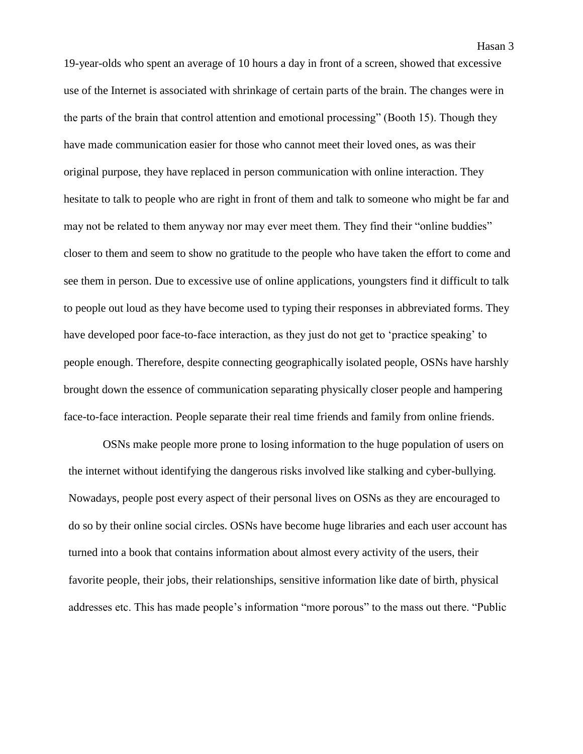19-year-olds who spent an average of 10 hours a day in front of a screen, showed that excessive use of the Internet is associated with shrinkage of certain parts of the brain. The changes were in the parts of the brain that control attention and emotional processing" (Booth 15). Though they have made communication easier for those who cannot meet their loved ones, as was their original purpose, they have replaced in person communication with online interaction. They hesitate to talk to people who are right in front of them and talk to someone who might be far and may not be related to them anyway nor may ever meet them. They find their "online buddies" closer to them and seem to show no gratitude to the people who have taken the effort to come and see them in person. Due to excessive use of online applications, youngsters find it difficult to talk to people out loud as they have become used to typing their responses in abbreviated forms. They have developed poor face-to-face interaction, as they just do not get to 'practice speaking' to people enough. Therefore, despite connecting geographically isolated people, OSNs have harshly brought down the essence of communication separating physically closer people and hampering face-to-face interaction. People separate their real time friends and family from online friends.

OSNs make people more prone to losing information to the huge population of users on the internet without identifying the dangerous risks involved like stalking and cyber-bullying. Nowadays, people post every aspect of their personal lives on OSNs as they are encouraged to do so by their online social circles. OSNs have become huge libraries and each user account has turned into a book that contains information about almost every activity of the users, their favorite people, their jobs, their relationships, sensitive information like date of birth, physical addresses etc. This has made people's information "more porous" to the mass out there. "Public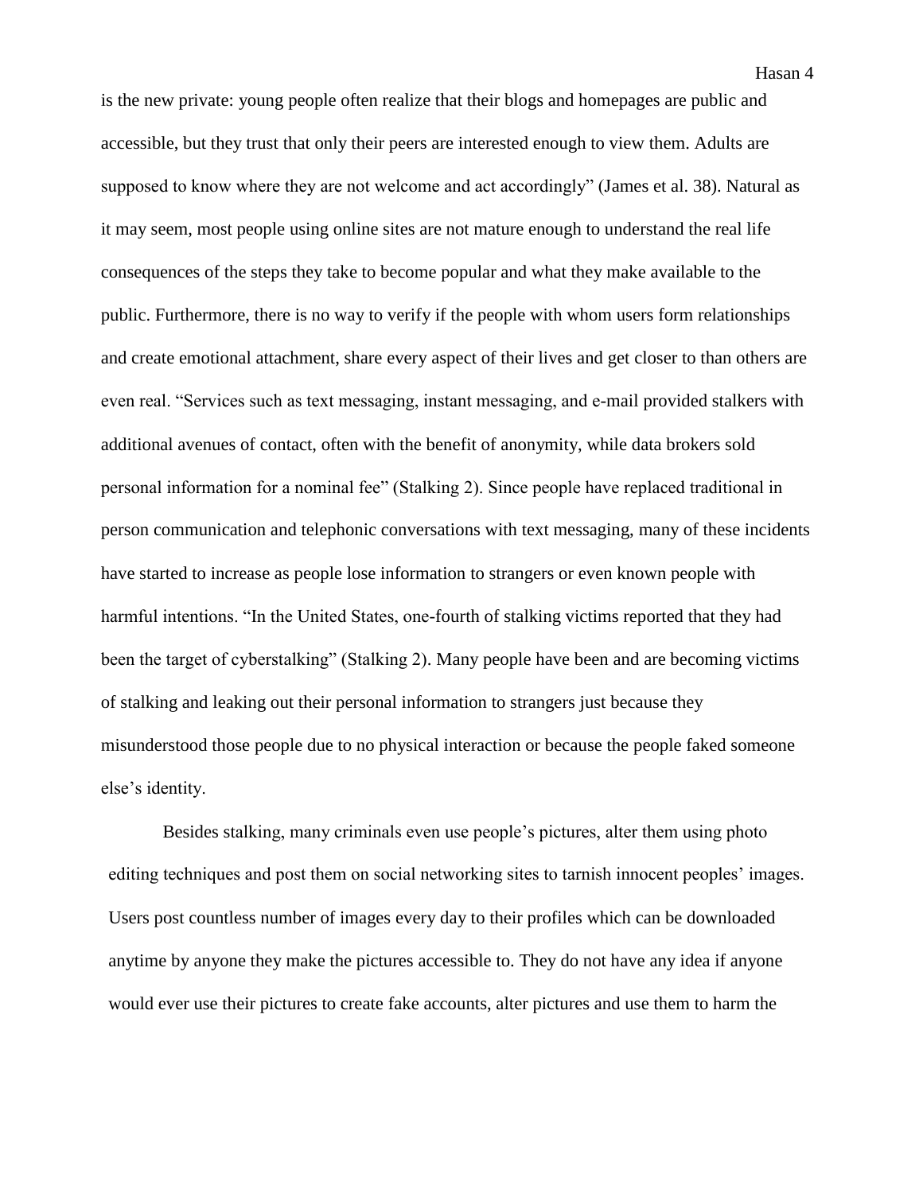is the new private: young people often realize that their blogs and homepages are public and accessible, but they trust that only their peers are interested enough to view them. Adults are supposed to know where they are not welcome and act accordingly" (James et al. 38). Natural as it may seem, most people using online sites are not mature enough to understand the real life consequences of the steps they take to become popular and what they make available to the public. Furthermore, there is no way to verify if the people with whom users form relationships and create emotional attachment, share every aspect of their lives and get closer to than others are even real. "Services such as text messaging, instant messaging, and e-mail provided stalkers with additional avenues of contact, often with the benefit of anonymity, while data brokers sold personal information for a nominal fee" (Stalking 2). Since people have replaced traditional in person communication and telephonic conversations with text messaging, many of these incidents have started to increase as people lose information to strangers or even known people with harmful intentions. "In the United States, one-fourth of stalking victims reported that they had been the target of cyberstalking" (Stalking 2). Many people have been and are becoming victims of stalking and leaking out their personal information to strangers just because they misunderstood those people due to no physical interaction or because the people faked someone else's identity.

Besides stalking, many criminals even use people's pictures, alter them using photo editing techniques and post them on social networking sites to tarnish innocent peoples' images. Users post countless number of images every day to their profiles which can be downloaded anytime by anyone they make the pictures accessible to. They do not have any idea if anyone would ever use their pictures to create fake accounts, alter pictures and use them to harm the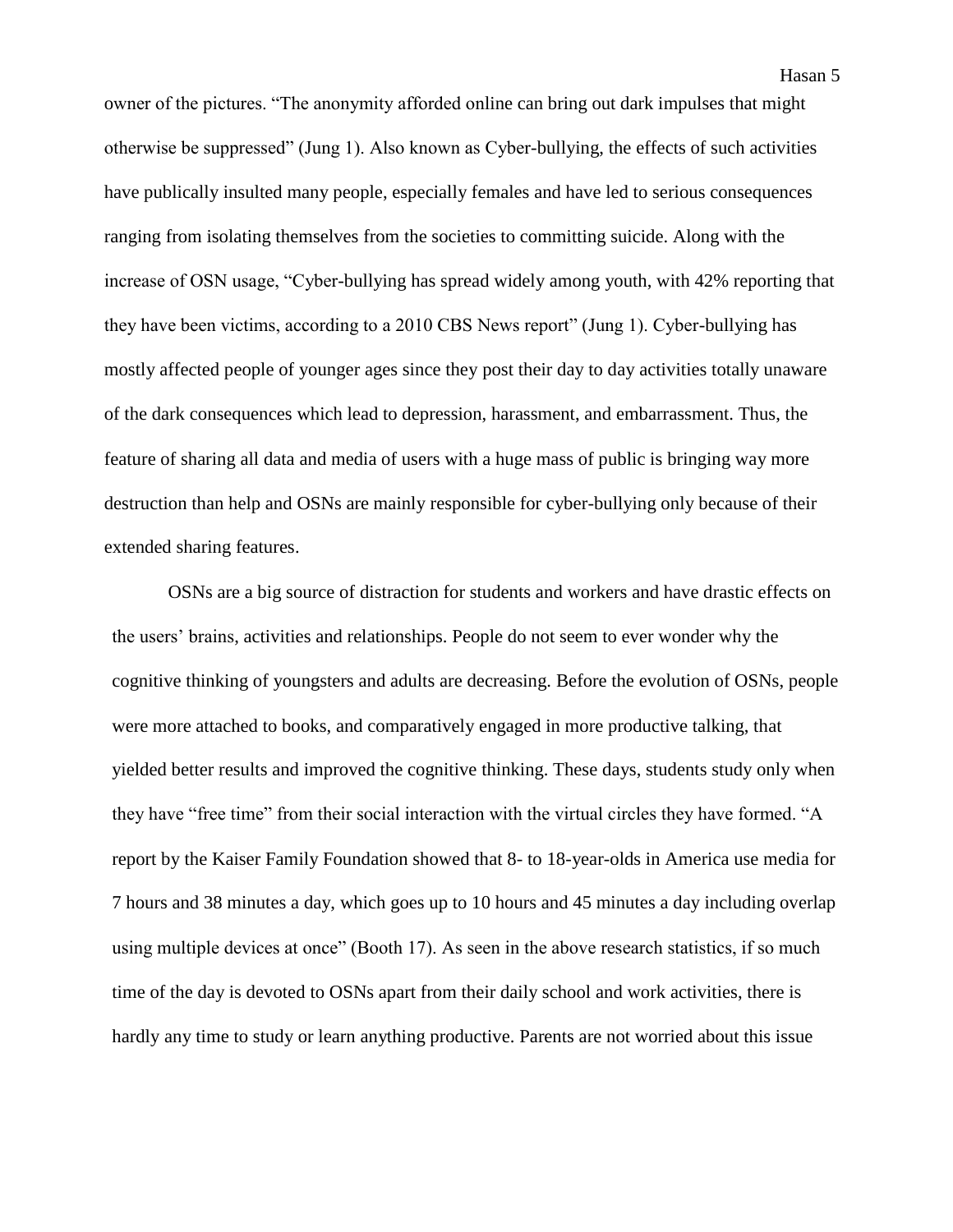owner of the pictures. "The anonymity afforded online can bring out dark impulses that might otherwise be suppressed" (Jung 1). Also known as Cyber-bullying, the effects of such activities have publically insulted many people, especially females and have led to serious consequences ranging from isolating themselves from the societies to committing suicide. Along with the increase of OSN usage, "Cyber-bullying has spread widely among youth, with 42% reporting that they have been victims, according to a 2010 CBS News report" (Jung 1). Cyber-bullying has mostly affected people of younger ages since they post their day to day activities totally unaware of the dark consequences which lead to depression, harassment, and embarrassment. Thus, the feature of sharing all data and media of users with a huge mass of public is bringing way more destruction than help and OSNs are mainly responsible for cyber-bullying only because of their extended sharing features.

OSNs are a big source of distraction for students and workers and have drastic effects on the users' brains, activities and relationships. People do not seem to ever wonder why the cognitive thinking of youngsters and adults are decreasing. Before the evolution of OSNs, people were more attached to books, and comparatively engaged in more productive talking, that yielded better results and improved the cognitive thinking. These days, students study only when they have "free time" from their social interaction with the virtual circles they have formed. "A report by the Kaiser Family Foundation showed that 8- to 18-year-olds in America use media for 7 hours and 38 minutes a day, which goes up to 10 hours and 45 minutes a day including overlap using multiple devices at once" (Booth 17). As seen in the above research statistics, if so much time of the day is devoted to OSNs apart from their daily school and work activities, there is hardly any time to study or learn anything productive. Parents are not worried about this issue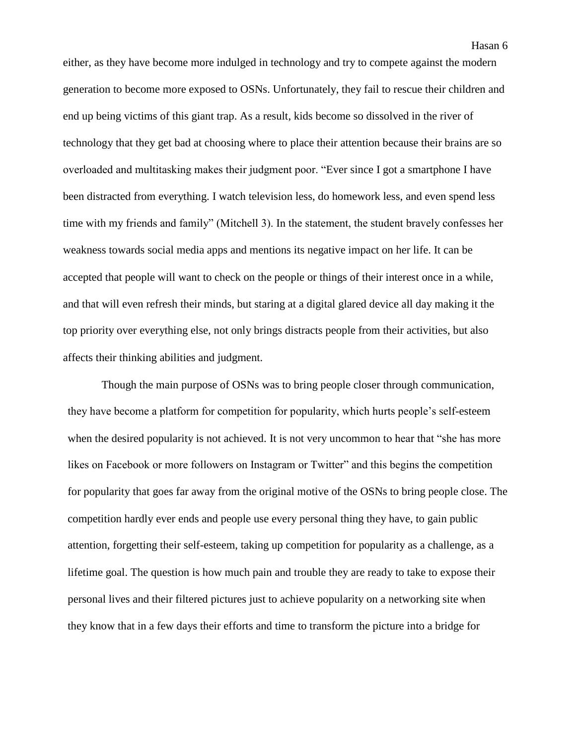either, as they have become more indulged in technology and try to compete against the modern generation to become more exposed to OSNs. Unfortunately, they fail to rescue their children and end up being victims of this giant trap. As a result, kids become so dissolved in the river of technology that they get bad at choosing where to place their attention because their brains are so overloaded and multitasking makes their judgment poor. "Ever since I got a smartphone I have been distracted from everything. I watch television less, do homework less, and even spend less time with my friends and family" (Mitchell 3). In the statement, the student bravely confesses her weakness towards social media apps and mentions its negative impact on her life. It can be accepted that people will want to check on the people or things of their interest once in a while, and that will even refresh their minds, but staring at a digital glared device all day making it the top priority over everything else, not only brings distracts people from their activities, but also affects their thinking abilities and judgment.

Though the main purpose of OSNs was to bring people closer through communication, they have become a platform for competition for popularity, which hurts people's self-esteem when the desired popularity is not achieved. It is not very uncommon to hear that "she has more likes on Facebook or more followers on Instagram or Twitter" and this begins the competition for popularity that goes far away from the original motive of the OSNs to bring people close. The competition hardly ever ends and people use every personal thing they have, to gain public attention, forgetting their self-esteem, taking up competition for popularity as a challenge, as a lifetime goal. The question is how much pain and trouble they are ready to take to expose their personal lives and their filtered pictures just to achieve popularity on a networking site when they know that in a few days their efforts and time to transform the picture into a bridge for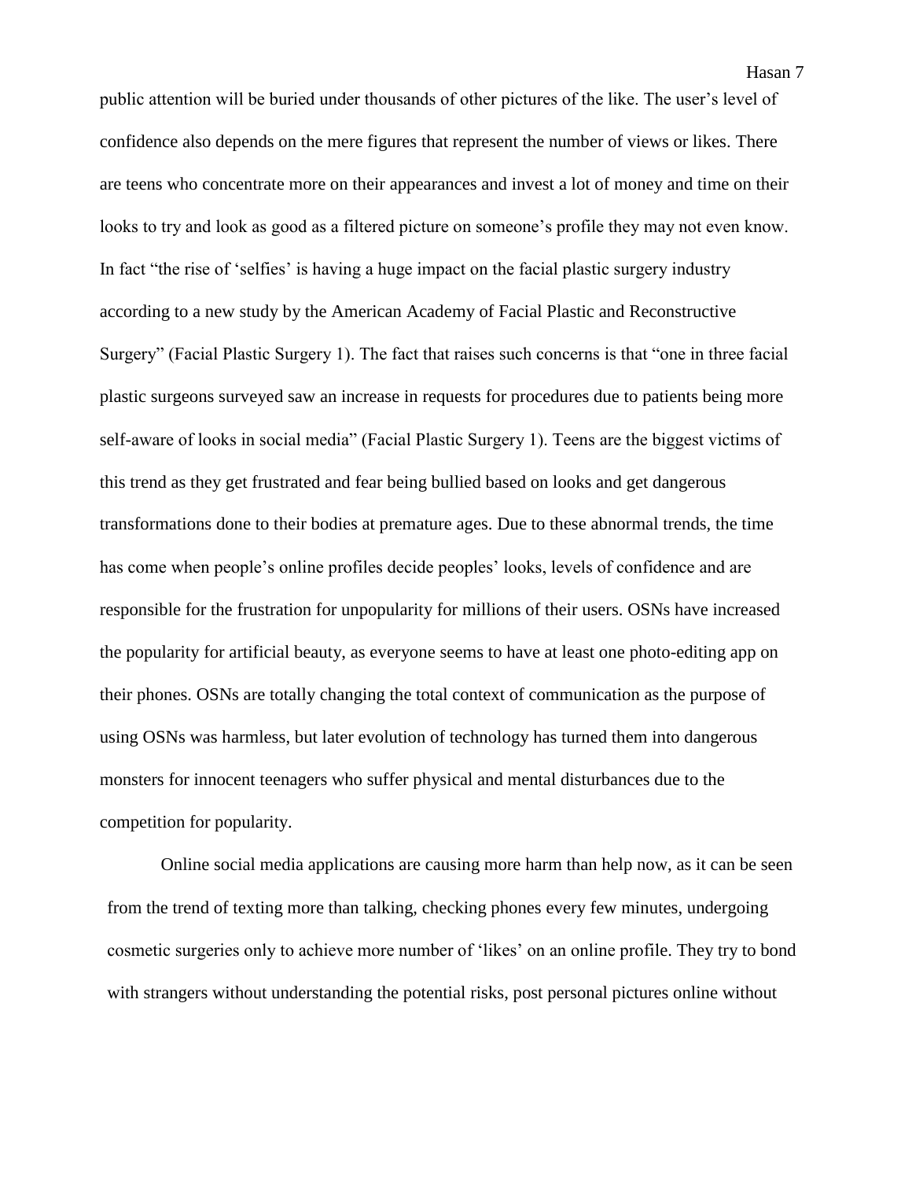public attention will be buried under thousands of other pictures of the like. The user's level of confidence also depends on the mere figures that represent the number of views or likes. There are teens who concentrate more on their appearances and invest a lot of money and time on their looks to try and look as good as a filtered picture on someone's profile they may not even know. In fact "the rise of 'selfies' is having a huge impact on the facial plastic surgery industry according to a new study by the American Academy of Facial Plastic and Reconstructive Surgery" (Facial Plastic Surgery 1). The fact that raises such concerns is that "one in three facial plastic surgeons surveyed saw an increase in requests for procedures due to patients being more self-aware of looks in social media" (Facial Plastic Surgery 1). Teens are the biggest victims of this trend as they get frustrated and fear being bullied based on looks and get dangerous transformations done to their bodies at premature ages. Due to these abnormal trends, the time has come when people's online profiles decide peoples' looks, levels of confidence and are responsible for the frustration for unpopularity for millions of their users. OSNs have increased the popularity for artificial beauty, as everyone seems to have at least one photo-editing app on their phones. OSNs are totally changing the total context of communication as the purpose of using OSNs was harmless, but later evolution of technology has turned them into dangerous monsters for innocent teenagers who suffer physical and mental disturbances due to the competition for popularity.

Online social media applications are causing more harm than help now, as it can be seen from the trend of texting more than talking, checking phones every few minutes, undergoing cosmetic surgeries only to achieve more number of 'likes' on an online profile. They try to bond with strangers without understanding the potential risks, post personal pictures online without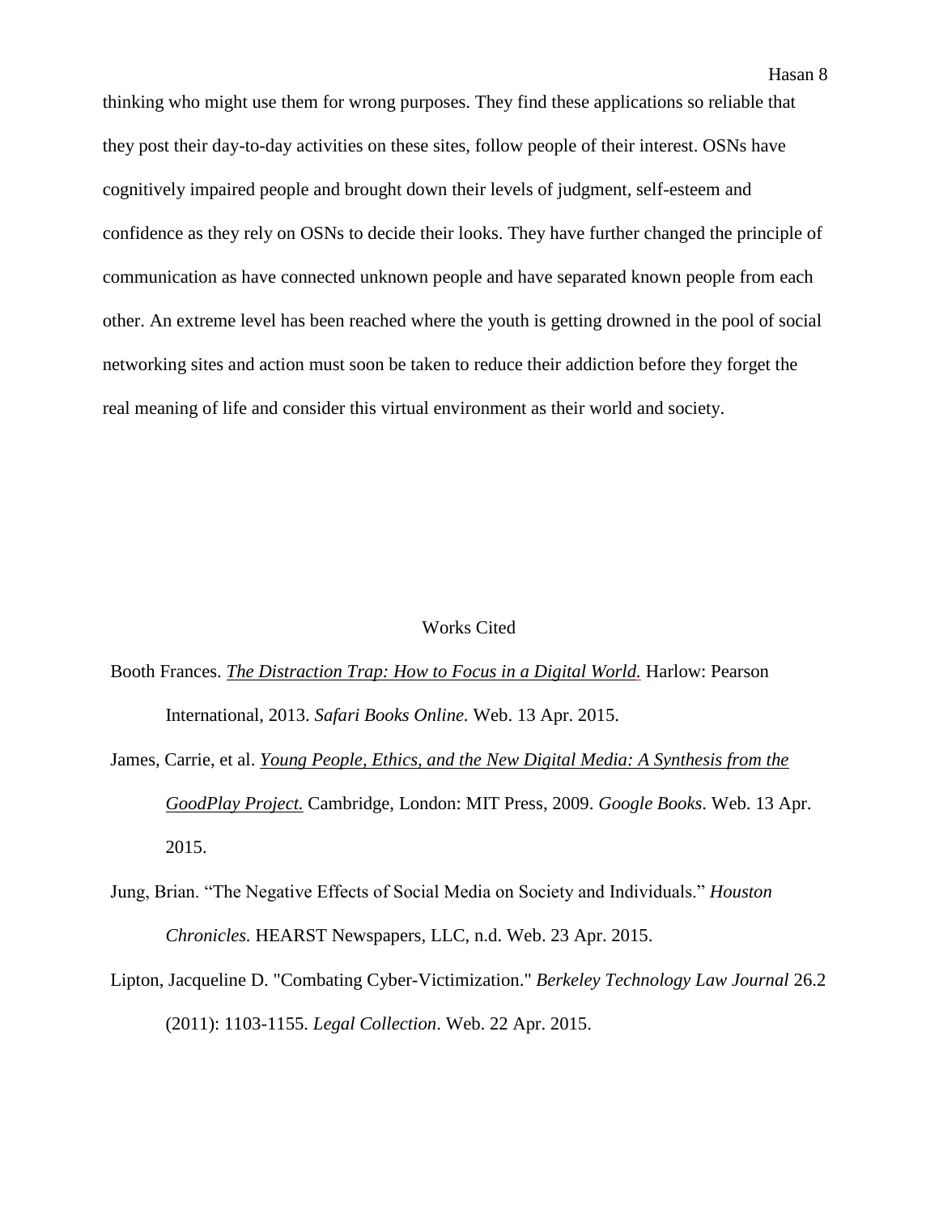thinking who might use them for wrong purposes. They find these applications so reliable that they post their day-to-day activities on these sites, follow people of their interest. OSNs have cognitively impaired people and brought down their levels of judgment, self-esteem and confidence as they rely on OSNs to decide their looks. They have further changed the principle of communication as have connected unknown people and have separated known people from each other. An extreme level has been reached where the youth is getting drowned in the pool of social networking sites and action must soon be taken to reduce their addiction before they forget the real meaning of life and consider this virtual environment as their world and society.

## Works Cited

Booth Frances. *The Distraction Trap: How to Focus in a Digital World.* Harlow: Pearson International, 2013. *Safari Books Online.* Web. 13 Apr. 2015.

James, Carrie, et al. *Young People, Ethics, and the New Digital Media: A Synthesis from the GoodPlay Project.* Cambridge, London: MIT Press, 2009. *Google Books*. Web. 13 Apr. 2015.

Jung, Brian. "The Negative Effects of Social Media on Society and Individuals." *Houston Chronicles.* HEARST Newspapers, LLC, n.d. Web. 23 Apr. 2015.

Lipton, Jacqueline D. "Combating Cyber-Victimization." *Berkeley Technology Law Journal* 26.2 (2011): 1103-1155. *Legal Collection*. Web. 22 Apr. 2015.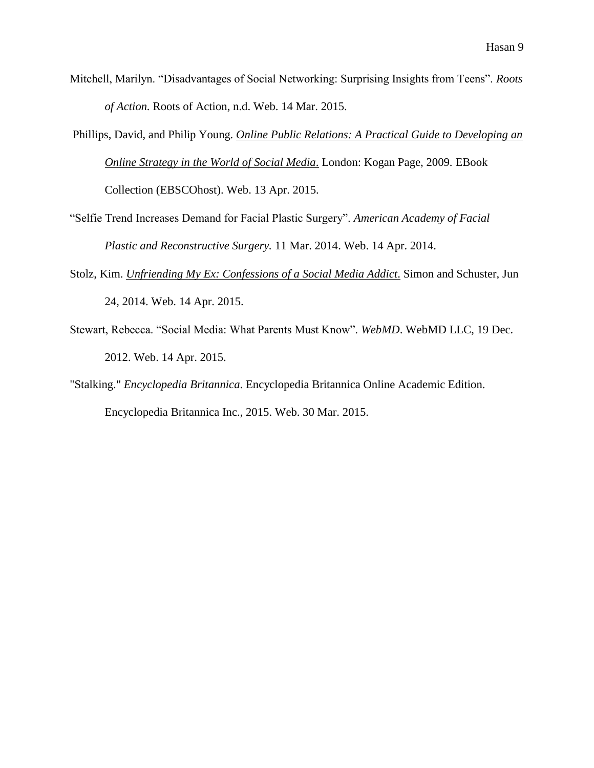Mitchell, Marilyn. “Disadvantages of Social Networking: Surprising Insights from Teens”. *Roots of Action.* Roots of Action, n.d. Web. 14 Mar. 2015.

Phillips, David, and Philip Young. *Online Public Relations: A Practical Guide to Developing an Online Strategy in the World of Social Media*. London: Kogan Page, 2009. EBook Collection (EBSCOhost). Web. 13 Apr. 2015.

“Selfie Trend Increases Demand for Facial Plastic Surgery”. *American Academy of Facial Plastic and Reconstructive Surgery.* 11 Mar. 2014. Web. 14 Apr. 2014.

Stolz, Kim. *Unfriending My Ex: Confessions of a Social Media Addict*. Simon and Schuster, Jun 24, 2014. Web. 14 Apr. 2015.

Stewart, Rebecca. “Social Media: What Parents Must Know”. *WebMD*. WebMD LLC, 19 Dec. 2012. Web. 14 Apr. 2015.

"Stalking." *Encyclopedia Britannica*. Encyclopedia Britannica Online Academic Edition. Encyclopedia Britannica Inc., 2015. Web. 30 Mar. 2015.